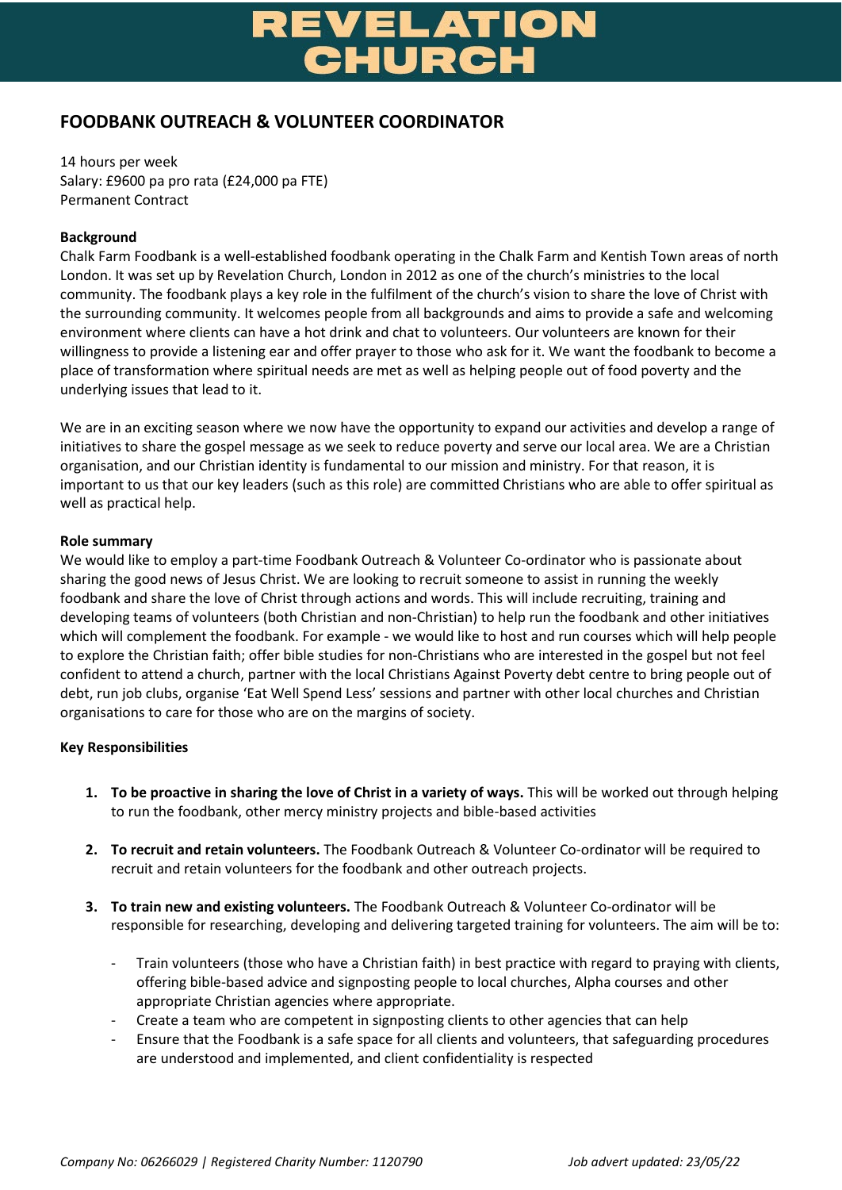# REVELATION CHURCH

## FOODBANK OUTREACH & VOLUNTEER COORDINATOR

14 hours per week
Salary: £9600 pa pro rata (£24,000 pa FTE)
Permanent Contract

**Background**

Chalk Farm Foodbank is a well-established foodbank operating in the Chalk Farm and Kentish Town areas of north London. It was set up by Revelation Church, London in 2012 as one of the church's ministries to the local community. The foodbank plays a key role in the fulfilment of the church's vision to share the love of Christ with the surrounding community. It welcomes people from all backgrounds and aims to provide a safe and welcoming environment where clients can have a hot drink and chat to volunteers. Our volunteers are known for their willingness to provide a listening ear and offer prayer to those who ask for it. We want the foodbank to become a place of transformation where spiritual needs are met as well as helping people out of food poverty and the underlying issues that lead to it.

We are in an exciting season where we now have the opportunity to expand our activities and develop a range of initiatives to share the gospel message as we seek to reduce poverty and serve our local area. We are a Christian organisation, and our Christian identity is fundamental to our mission and ministry. For that reason, it is important to us that our key leaders (such as this role) are committed Christians who are able to offer spiritual as well as practical help.

**Role summary**

We would like to employ a part-time Foodbank Outreach & Volunteer Co-ordinator who is passionate about sharing the good news of Jesus Christ. We are looking to recruit someone to assist in running the weekly foodbank and share the love of Christ through actions and words. This will include recruiting, training and developing teams of volunteers (both Christian and non-Christian) to help run the foodbank and other initiatives which will complement the foodbank. For example - we would like to host and run courses which will help people to explore the Christian faith; offer bible studies for non-Christians who are interested in the gospel but not feel confident to attend a church, partner with the local Christians Against Poverty debt centre to bring people out of debt, run job clubs, organise 'Eat Well Spend Less' sessions and partner with other local churches and Christian organisations to care for those who are on the margins of society.

**Key Responsibilities**

1. **To be proactive in sharing the love of Christ in a variety of ways.** This will be worked out through helping to run the foodbank, other mercy ministry projects and bible-based activities

2. **To recruit and retain volunteers.** The Foodbank Outreach & Volunteer Co-ordinator will be required to recruit and retain volunteers for the foodbank and other outreach projects.

3. **To train new and existing volunteers.** The Foodbank Outreach & Volunteer Co-ordinator will be responsible for researching, developing and delivering targeted training for volunteers. The aim will be to:

   - Train volunteers (those who have a Christian faith) in best practice with regard to praying with clients, offering bible-based advice and signposting people to local churches, Alpha courses and other appropriate Christian agencies where appropriate.
   - Create a team who are competent in signposting clients to other agencies that can help
   - Ensure that the Foodbank is a safe space for all clients and volunteers, that safeguarding procedures are understood and implemented, and client confidentiality is respected

*Company No: 06266029 | Registered Charity Number: 1120790* *Job advert updated: 23/05/22*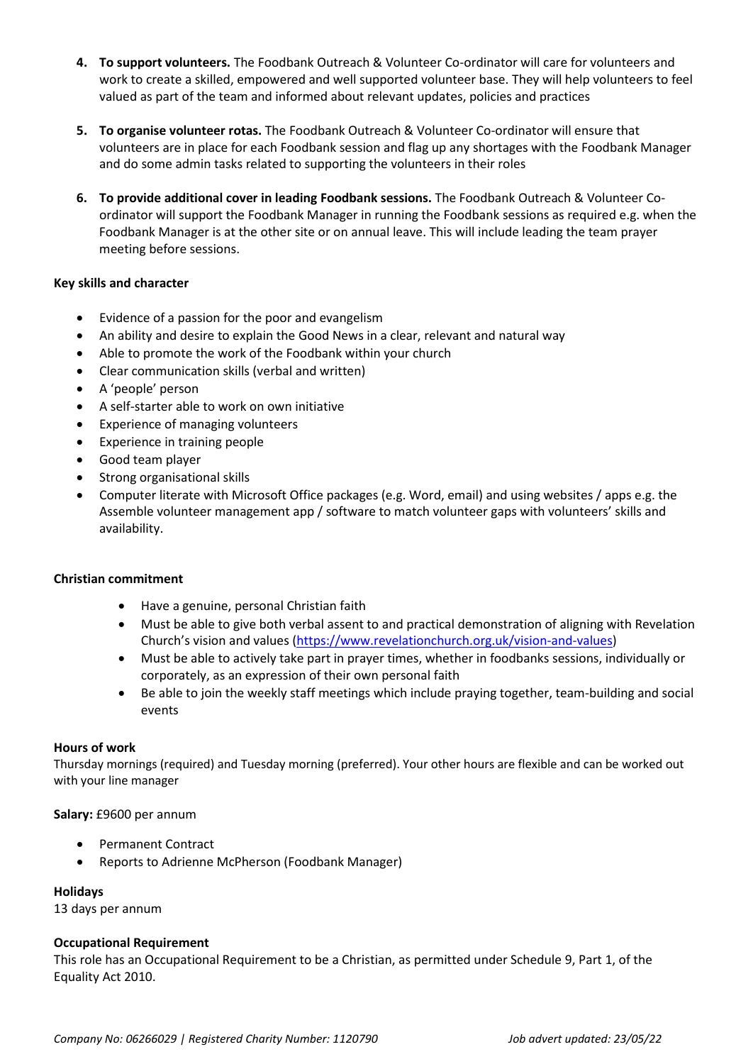4. **To support volunteers.** The Foodbank Outreach & Volunteer Co-ordinator will care for volunteers and work to create a skilled, empowered and well supported volunteer base. They will help volunteers to feel valued as part of the team and informed about relevant updates, policies and practices

5. **To organise volunteer rotas.** The Foodbank Outreach & Volunteer Co-ordinator will ensure that volunteers are in place for each Foodbank session and flag up any shortages with the Foodbank Manager and do some admin tasks related to supporting the volunteers in their roles

6. **To provide additional cover in leading Foodbank sessions.** The Foodbank Outreach & Volunteer Co-ordinator will support the Foodbank Manager in running the Foodbank sessions as required e.g. when the Foodbank Manager is at the other site or on annual leave. This will include leading the team prayer meeting before sessions.

**Key skills and character**

- Evidence of a passion for the poor and evangelism
- An ability and desire to explain the Good News in a clear, relevant and natural way
- Able to promote the work of the Foodbank within your church
- Clear communication skills (verbal and written)
- A 'people' person
- A self-starter able to work on own initiative
- Experience of managing volunteers
- Experience in training people
- Good team player
- Strong organisational skills
- Computer literate with Microsoft Office packages (e.g. Word, email) and using websites / apps e.g. the Assemble volunteer management app / software to match volunteer gaps with volunteers' skills and availability.

**Christian commitment**

- Have a genuine, personal Christian faith
- Must be able to give both verbal assent to and practical demonstration of aligning with Revelation Church's vision and values (https://www.revelationchurch.org.uk/vision-and-values)
- Must be able to actively take part in prayer times, whether in foodbanks sessions, individually or corporately, as an expression of their own personal faith
- Be able to join the weekly staff meetings which include praying together, team-building and social events

**Hours of work**
Thursday mornings (required) and Tuesday morning (preferred). Your other hours are flexible and can be worked out with your line manager

**Salary:** £9600 per annum

- Permanent Contract
- Reports to Adrienne McPherson (Foodbank Manager)

**Holidays**
13 days per annum

**Occupational Requirement**
This role has an Occupational Requirement to be a Christian, as permitted under Schedule 9, Part 1, of the Equality Act 2010.

*Company No: 06266029 | Registered Charity Number: 1120790* *Job advert updated: 23/05/22*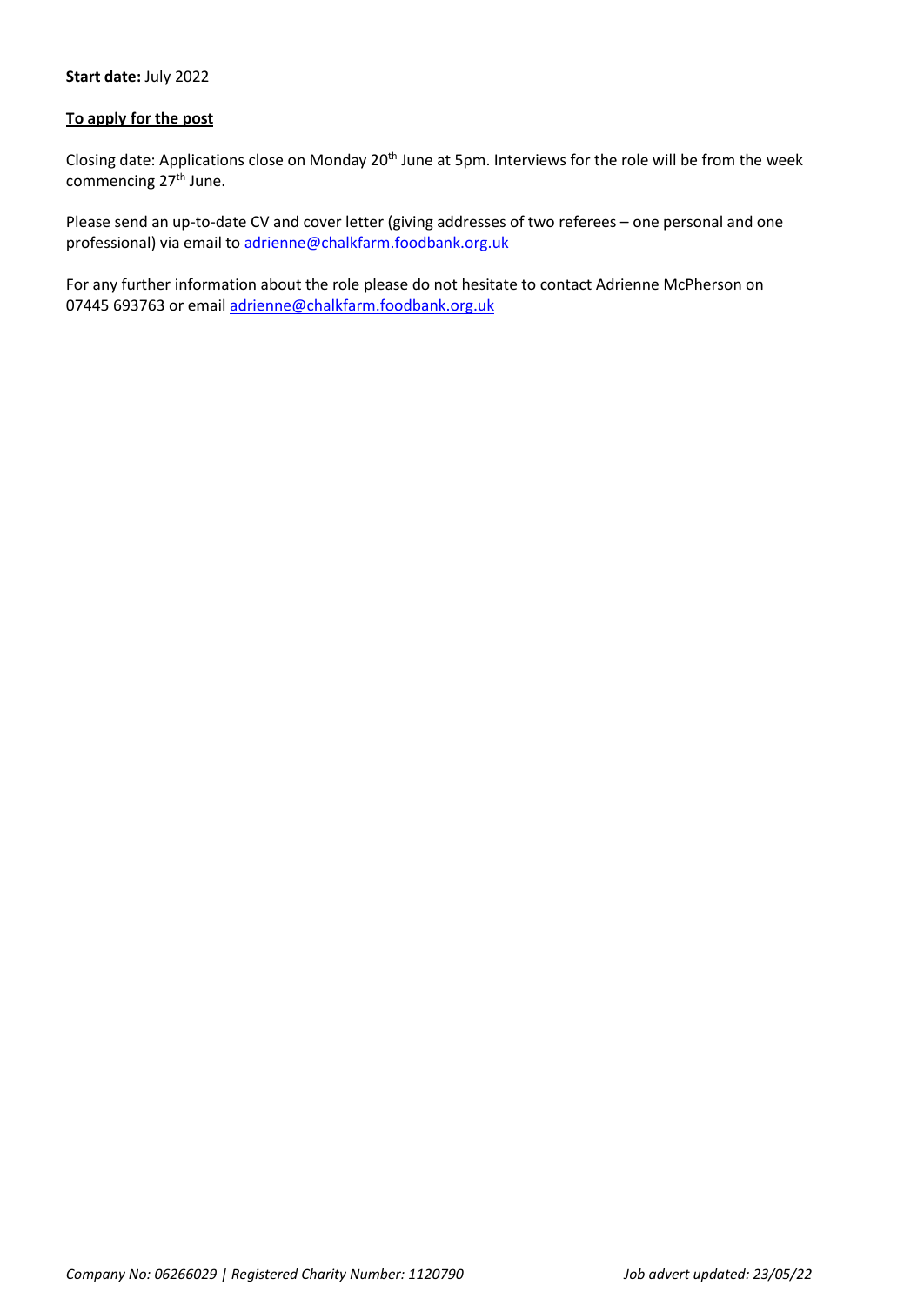**Start date:** July 2022

**To apply for the post**

Closing date: Applications close on Monday 20th June at 5pm. Interviews for the role will be from the week commencing 27th June.

Please send an up-to-date CV and cover letter (giving addresses of two referees – one personal and one professional) via email to adrienne@chalkfarm.foodbank.org.uk

For any further information about the role please do not hesitate to contact Adrienne McPherson on 07445 693763 or email adrienne@chalkfarm.foodbank.org.uk

*Company No: 06266029 | Registered Charity Number: 1120790* *Job advert updated: 23/05/22*